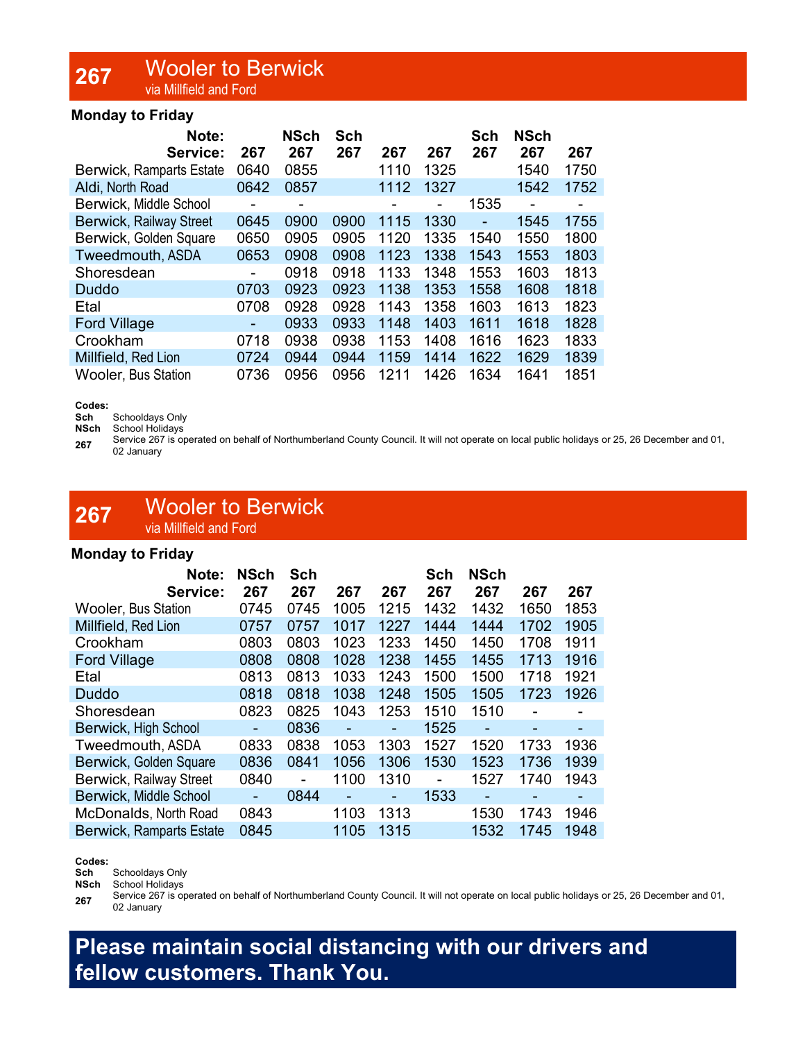# 267 Wooler to Berwick

via Millfield and Ford

**Monday to Friday**

| Note: | | NSch | Sch | | | Sch | NSch | |
|---|---|---|---|---|---|---|---|---|
| **Service:** | **267** | **267** | **267** | **267** | **267** | **267** | **267** | **267** |
| Berwick, Ramparts Estate | 0640 | 0855 | | 1110 | 1325 | | 1540 | 1750 |
| Aldi, North Road | 0642 | 0857 | | 1112 | 1327 | | 1542 | 1752 |
| Berwick, Middle School | - | - | | - | - | 1535 | - | - |
| Berwick, Railway Street | 0645 | 0900 | 0900 | 1115 | 1330 | - | 1545 | 1755 |
| Berwick, Golden Square | 0650 | 0905 | 0905 | 1120 | 1335 | 1540 | 1550 | 1800 |
| Tweedmouth, ASDA | 0653 | 0908 | 0908 | 1123 | 1338 | 1543 | 1553 | 1803 |
| Shoresdean | - | 0918 | 0918 | 1133 | 1348 | 1553 | 1603 | 1813 |
| Duddo | 0703 | 0923 | 0923 | 1138 | 1353 | 1558 | 1608 | 1818 |
| Etal | 0708 | 0928 | 0928 | 1143 | 1358 | 1603 | 1613 | 1823 |
| Ford Village | - | 0933 | 0933 | 1148 | 1403 | 1611 | 1618 | 1828 |
| Crookham | 0718 | 0938 | 0938 | 1153 | 1408 | 1616 | 1623 | 1833 |
| Millfield, Red Lion | 0724 | 0944 | 0944 | 1159 | 1414 | 1622 | 1629 | 1839 |
| Wooler, Bus Station | 0736 | 0956 | 0956 | 1211 | 1426 | 1634 | 1641 | 1851 |

**Codes:**

**Sch** Schooldays Only

**NSch** School Holidays

**267** Service 267 is operated on behalf of Northumberland County Council. It will not operate on local public holidays or 25, 26 December and 01, 02 January

# 267 Wooler to Berwick

via Millfield and Ford

**Monday to Friday**

| Note: | NSch | Sch | | | Sch | NSch | | |
|---|---|---|---|---|---|---|---|---|
| **Service:** | **267** | **267** | **267** | **267** | **267** | **267** | **267** | **267** |
| Wooler, Bus Station | 0745 | 0745 | 1005 | 1215 | 1432 | 1432 | 1650 | 1853 |
| Millfield, Red Lion | 0757 | 0757 | 1017 | 1227 | 1444 | 1444 | 1702 | 1905 |
| Crookham | 0803 | 0803 | 1023 | 1233 | 1450 | 1450 | 1708 | 1911 |
| Ford Village | 0808 | 0808 | 1028 | 1238 | 1455 | 1455 | 1713 | 1916 |
| Etal | 0813 | 0813 | 1033 | 1243 | 1500 | 1500 | 1718 | 1921 |
| Duddo | 0818 | 0818 | 1038 | 1248 | 1505 | 1505 | 1723 | 1926 |
| Shoresdean | 0823 | 0825 | 1043 | 1253 | 1510 | 1510 | - | - |
| Berwick, High School | - | 0836 | - | - | 1525 | - | - | - |
| Tweedmouth, ASDA | 0833 | 0838 | 1053 | 1303 | 1527 | 1520 | 1733 | 1936 |
| Berwick, Golden Square | 0836 | 0841 | 1056 | 1306 | 1530 | 1523 | 1736 | 1939 |
| Berwick, Railway Street | 0840 | - | 1100 | 1310 | - | 1527 | 1740 | 1943 |
| Berwick, Middle School | - | 0844 | - | - | 1533 | - | - | - |
| McDonalds, North Road | 0843 | | 1103 | 1313 | | 1530 | 1743 | 1946 |
| Berwick, Ramparts Estate | 0845 | | 1105 | 1315 | | 1532 | 1745 | 1948 |

**Codes:**

**Sch** Schooldays Only

**NSch** School Holidays

**267** Service 267 is operated on behalf of Northumberland County Council. It will not operate on local public holidays or 25, 26 December and 01, 02 January

**Please maintain social distancing with our drivers and fellow customers. Thank You.**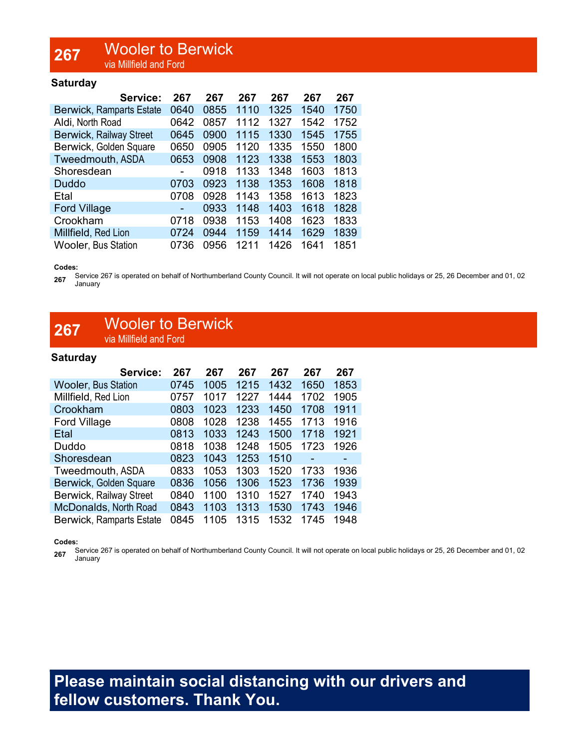## 267 Wooler to Berwick

via Millfield and Ford

**Saturday**

| Service: | 267 | 267 | 267 | 267 | 267 | 267 |
|---|---|---|---|---|---|---|
| Berwick, Ramparts Estate | 0640 | 0855 | 1110 | 1325 | 1540 | 1750 |
| Aldi, North Road | 0642 | 0857 | 1112 | 1327 | 1542 | 1752 |
| Berwick, Railway Street | 0645 | 0900 | 1115 | 1330 | 1545 | 1755 |
| Berwick, Golden Square | 0650 | 0905 | 1120 | 1335 | 1550 | 1800 |
| Tweedmouth, ASDA | 0653 | 0908 | 1123 | 1338 | 1553 | 1803 |
| Shoresdean | - | 0918 | 1133 | 1348 | 1603 | 1813 |
| Duddo | 0703 | 0923 | 1138 | 1353 | 1608 | 1818 |
| Etal | 0708 | 0928 | 1143 | 1358 | 1613 | 1823 |
| Ford Village | - | 0933 | 1148 | 1403 | 1618 | 1828 |
| Crookham | 0718 | 0938 | 1153 | 1408 | 1623 | 1833 |
| Millfield, Red Lion | 0724 | 0944 | 1159 | 1414 | 1629 | 1839 |
| Wooler, Bus Station | 0736 | 0956 | 1211 | 1426 | 1641 | 1851 |

**Codes:**

**267** Service 267 is operated on behalf of Northumberland County Council. It will not operate on local public holidays or 25, 26 December and 01, 02 January

## 267 Wooler to Berwick

via Millfield and Ford

**Saturday**

| Service: | 267 | 267 | 267 | 267 | 267 | 267 |
|---|---|---|---|---|---|---|
| Wooler, Bus Station | 0745 | 1005 | 1215 | 1432 | 1650 | 1853 |
| Millfield, Red Lion | 0757 | 1017 | 1227 | 1444 | 1702 | 1905 |
| Crookham | 0803 | 1023 | 1233 | 1450 | 1708 | 1911 |
| Ford Village | 0808 | 1028 | 1238 | 1455 | 1713 | 1916 |
| Etal | 0813 | 1033 | 1243 | 1500 | 1718 | 1921 |
| Duddo | 0818 | 1038 | 1248 | 1505 | 1723 | 1926 |
| Shoresdean | 0823 | 1043 | 1253 | 1510 | - | - |
| Tweedmouth, ASDA | 0833 | 1053 | 1303 | 1520 | 1733 | 1936 |
| Berwick, Golden Square | 0836 | 1056 | 1306 | 1523 | 1736 | 1939 |
| Berwick, Railway Street | 0840 | 1100 | 1310 | 1527 | 1740 | 1943 |
| McDonalds, North Road | 0843 | 1103 | 1313 | 1530 | 1743 | 1946 |
| Berwick, Ramparts Estate | 0845 | 1105 | 1315 | 1532 | 1745 | 1948 |

**Codes:**

**267** Service 267 is operated on behalf of Northumberland County Council. It will not operate on local public holidays or 25, 26 December and 01, 02 January

**Please maintain social distancing with our drivers and fellow customers. Thank You.**